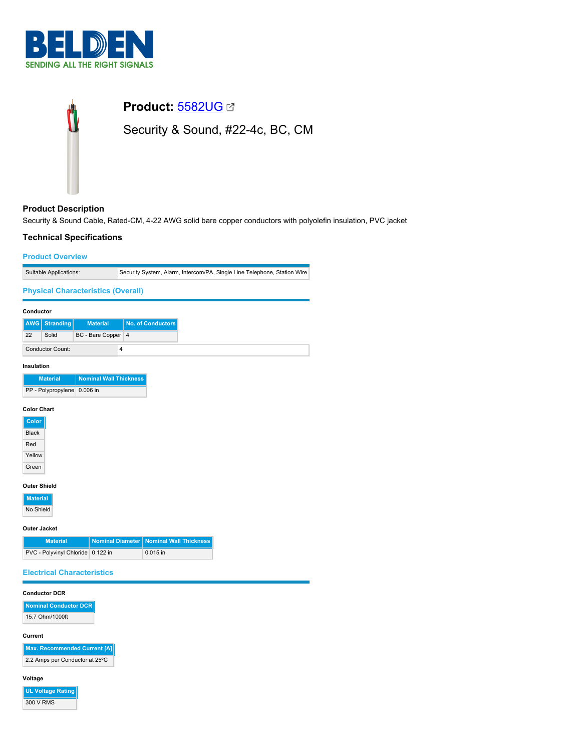BELDEN
SENDING ALL THE RIGHT SIGNALS

# Product: 5582UG

## Security & Sound, #22-4c, BC, CM

### Product Description

Security & Sound Cable, Rated-CM, 4-22 AWG solid bare copper conductors with polyolefin insulation, PVC jacket

### Technical Specifications

#### Product Overview

| Suitable Applications: | Security System, Alarm, Intercom/PA, Single Line Telephone, Station Wire |
|---|---|

#### Physical Characteristics (Overall)

**Conductor**

| AWG | Stranding | Material | No. of Conductors |
|---|---|---|---|
| 22 | Solid | BC - Bare Copper | 4 |

| Conductor Count: | 4 |
|---|---|

**Insulation**

| Material | Nominal Wall Thickness |
|---|---|
| PP - Polypropylene | 0.006 in |

**Color Chart**

| Color |
|---|
| Black |
| Red |
| Yellow |
| Green |

**Outer Shield**

| Material |
|---|
| No Shield |

**Outer Jacket**

| Material | Nominal Diameter | Nominal Wall Thickness |
|---|---|---|
| PVC - Polyvinyl Chloride | 0.122 in | 0.015 in |

#### Electrical Characteristics

**Conductor DCR**

| Nominal Conductor DCR |
|---|
| 15.7 Ohm/1000ft |

**Current**

| Max. Recommended Current [A] |
|---|
| 2.2 Amps per Conductor at 25ºC |

**Voltage**

| UL Voltage Rating |
|---|
| 300 V RMS |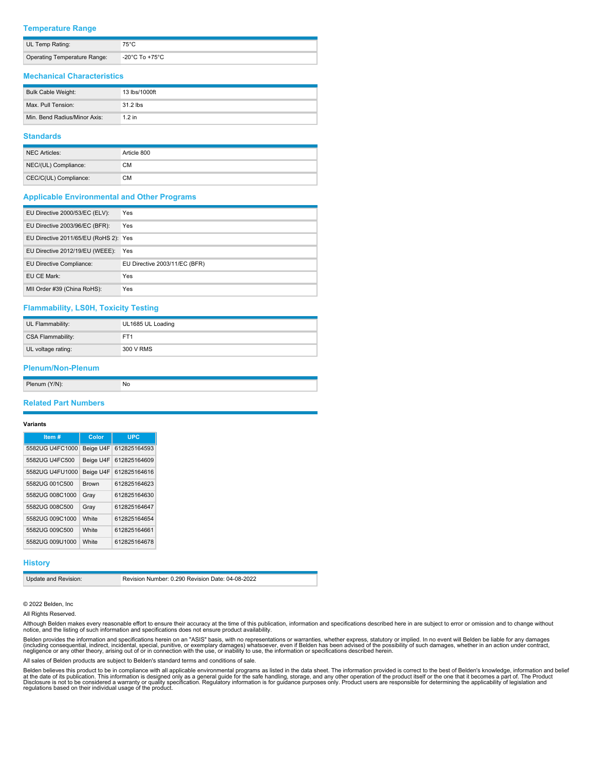## Temperature Range

| | |
|---|---|
| UL Temp Rating: | 75°C |
| Operating Temperature Range: | -20°C To +75°C |

## Mechanical Characteristics

| | |
|---|---|
| Bulk Cable Weight: | 13 lbs/1000ft |
| Max. Pull Tension: | 31.2 lbs |
| Min. Bend Radius/Minor Axis: | 1.2 in |

## Standards

| | |
|---|---|
| NEC Articles: | Article 800 |
| NEC/(UL) Compliance: | CM |
| CEC/C(UL) Compliance: | CM |

## Applicable Environmental and Other Programs

| | |
|---|---|
| EU Directive 2000/53/EC (ELV): | Yes |
| EU Directive 2003/96/EC (BFR): | Yes |
| EU Directive 2011/65/EU (RoHS 2): | Yes |
| EU Directive 2012/19/EU (WEEE): | Yes |
| EU Directive Compliance: | EU Directive 2003/11/EC (BFR) |
| EU CE Mark: | Yes |
| MII Order #39 (China RoHS): | Yes |

## Flammability, LS0H, Toxicity Testing

| | |
|---|---|
| UL Flammability: | UL1685 UL Loading |
| CSA Flammability: | FT1 |
| UL voltage rating: | 300 V RMS |

## Plenum/Non-Plenum

| | |
|---|---|
| Plenum (Y/N): | No |

## Related Part Numbers

**Variants**

| Item # | Color | UPC |
|---|---|---|
| 5582UG U4FC1000 | Beige U4F | 612825164593 |
| 5582UG U4FC500 | Beige U4F | 612825164609 |
| 5582UG U4FU1000 | Beige U4F | 612825164616 |
| 5582UG 001C500 | Brown | 612825164623 |
| 5582UG 008C1000 | Gray | 612825164630 |
| 5582UG 008C500 | Gray | 612825164647 |
| 5582UG 009C1000 | White | 612825164654 |
| 5582UG 009C500 | White | 612825164661 |
| 5582UG 009U1000 | White | 612825164678 |

## History

| | |
|---|---|
| Update and Revision: | Revision Number: 0.290 Revision Date: 04-08-2022 |

© 2022 Belden, Inc

All Rights Reserved.

Although Belden makes every reasonable effort to ensure their accuracy at the time of this publication, information and specifications described here in are subject to error or omission and to change without notice, and the listing of such information and specifications does not ensure product availability.

Belden provides the information and specifications herein on an "ASIS" basis, with no representations or warranties, whether express, statutory or implied. In no event will Belden be liable for any damages (including consequential, indirect, incidental, special, punitive, or exemplary damages) whatsoever, even if Belden has been advised of the possibility of such damages, whether in an action under contract, negligence or any other theory, arising out of or in connection with the use, or inability to use, the information or specifications described herein.

All sales of Belden products are subject to Belden's standard terms and conditions of sale.

Belden believes this product to be in compliance with all applicable environmental programs as listed in the data sheet. The information provided is correct to the best of Belden's knowledge, information and belief at the date of its publication. This information is designed only as a general guide for the safe handling, storage, and any other operation of the product itself or the one that it becomes a part of. The Product Disclosure is not to be considered a warranty or quality specification. Regulatory information is for guidance purposes only. Product users are responsible for determining the applicability of legislation and regulations based on their individual usage of the product.